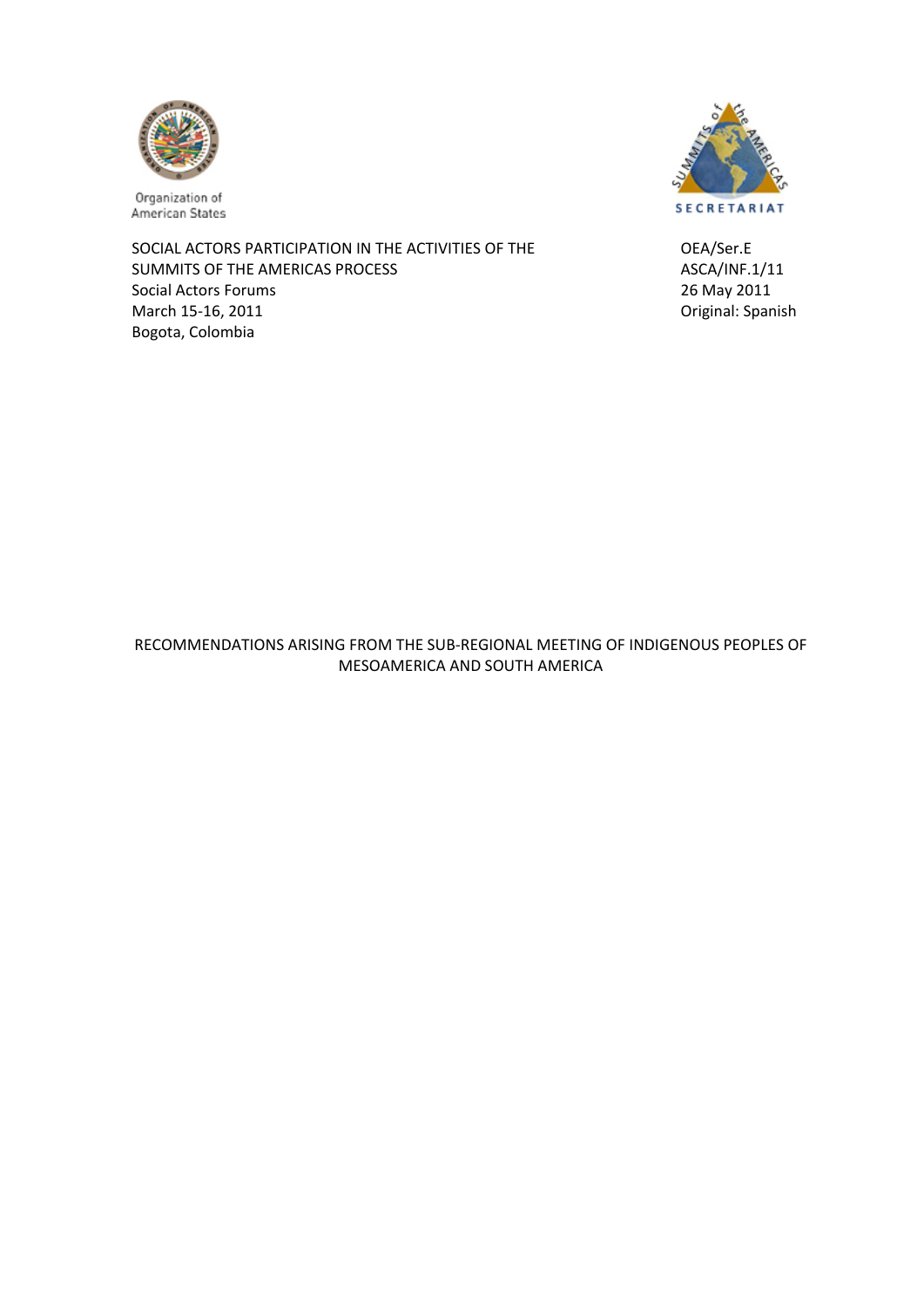Organization of American States

SUMMITS of the AMERICAS SECRETARIAT

SOCIAL ACTORS PARTICIPATION IN THE ACTIVITIES OF THE SUMMITS OF THE AMERICAS PROCESS
Social Actors Forums
March 15-16, 2011
Bogota, Colombia

OEA/Ser.E
ASCA/INF.1/11
26 May 2011
Original: Spanish

# RECOMMENDATIONS ARISING FROM THE SUB-REGIONAL MEETING OF INDIGENOUS PEOPLES OF MESOAMERICA AND SOUTH AMERICA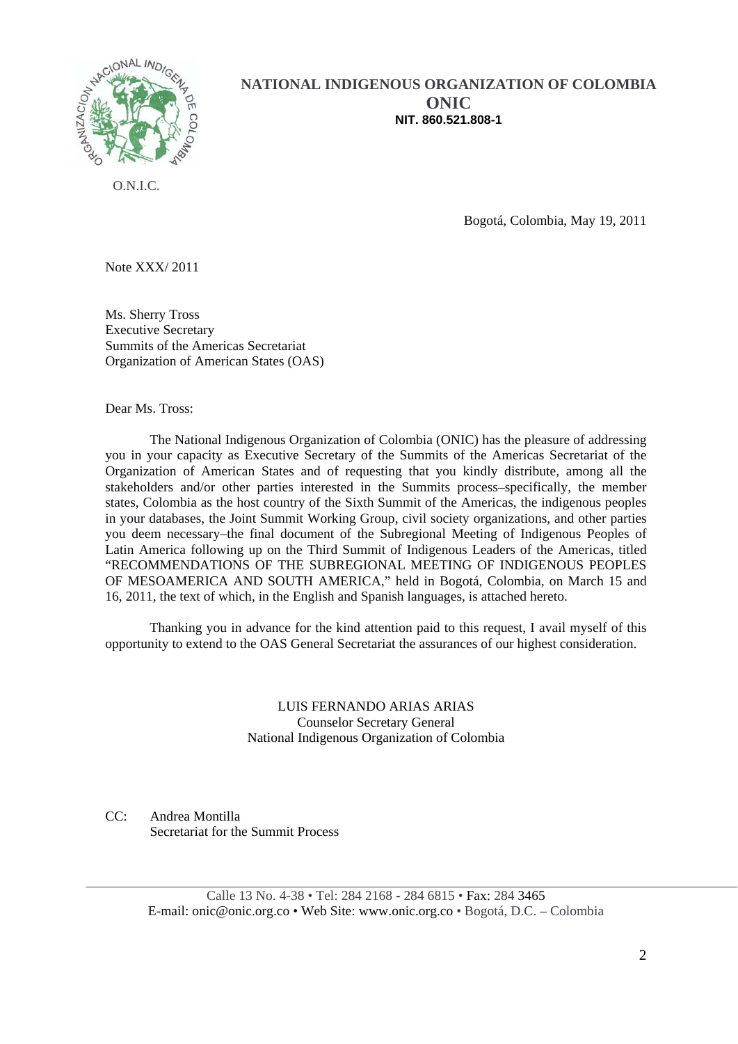# NATIONAL INDIGENOUS ORGANIZATION OF COLOMBIA

**ONIC**

**NIT. 860.521.808-1**

O.N.I.C.

Bogotá, Colombia, May 19, 2011

Note XXX/ 2011

Ms. Sherry Tross
Executive Secretary
Summits of the Americas Secretariat
Organization of American States (OAS)

Dear Ms. Tross:

The National Indigenous Organization of Colombia (ONIC) has the pleasure of addressing you in your capacity as Executive Secretary of the Summits of the Americas Secretariat of the Organization of American States and of requesting that you kindly distribute, among all the stakeholders and/or other parties interested in the Summits process–specifically, the member states, Colombia as the host country of the Sixth Summit of the Americas, the indigenous peoples in your databases, the Joint Summit Working Group, civil society organizations, and other parties you deem necessary–the final document of the Subregional Meeting of Indigenous Peoples of Latin America following up on the Third Summit of Indigenous Leaders of the Americas, titled "RECOMMENDATIONS OF THE SUBREGIONAL MEETING OF INDIGENOUS PEOPLES OF MESOAMERICA AND SOUTH AMERICA," held in Bogotá, Colombia, on March 15 and 16, 2011, the text of which, in the English and Spanish languages, is attached hereto.

Thanking you in advance for the kind attention paid to this request, I avail myself of this opportunity to extend to the OAS General Secretariat the assurances of our highest consideration.

LUIS FERNANDO ARIAS ARIAS
Counselor Secretary General
National Indigenous Organization of Colombia

CC: Andrea Montilla
Secretariat for the Summit Process

Calle 13 No. 4-38 • Tel: 284 2168 - 284 6815 • Fax: 284 3465
E-mail: onic@onic.org.co • Web Site: www.onic.org.co • Bogotá, D.C. – Colombia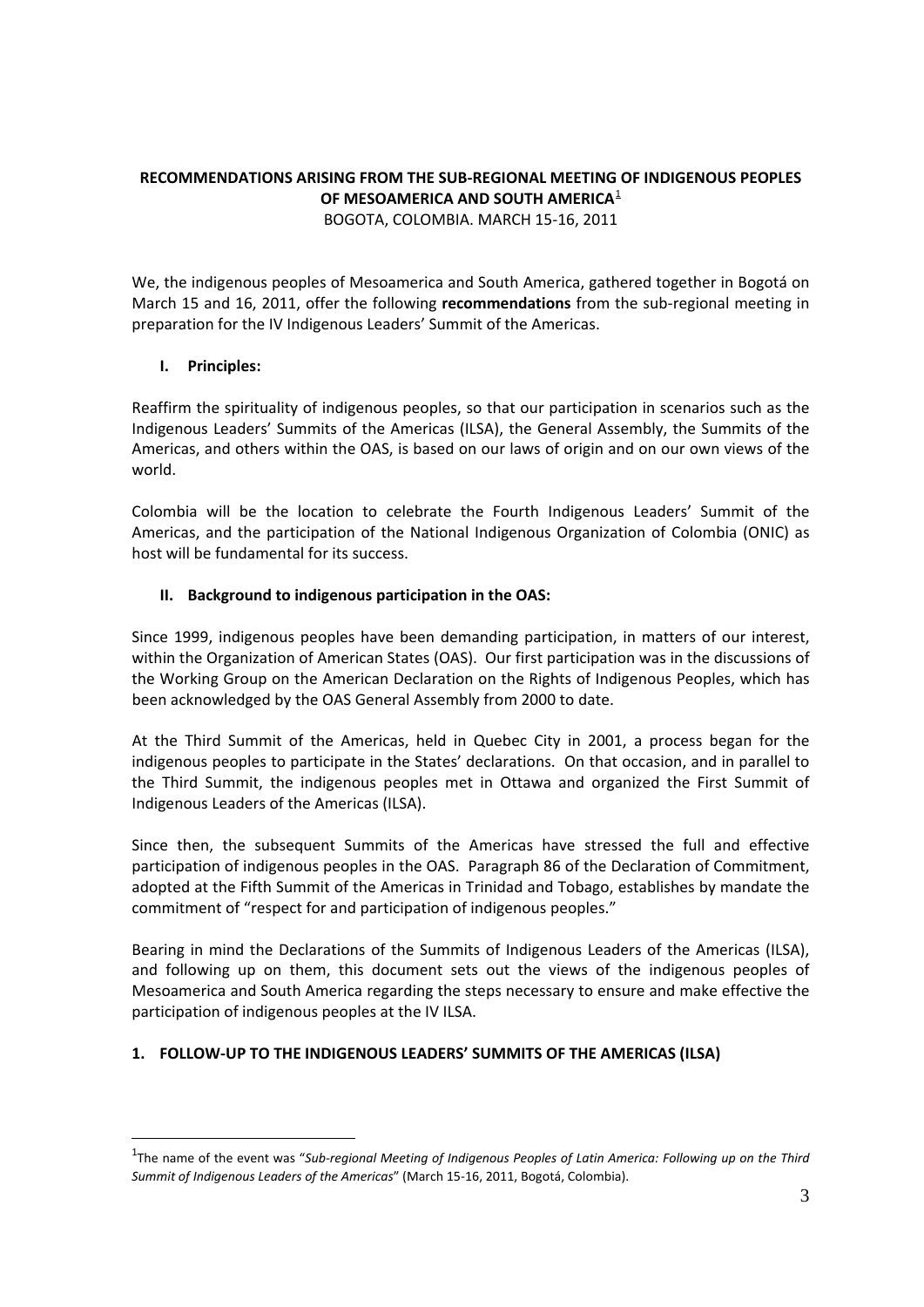**RECOMMENDATIONS ARISING FROM THE SUB-REGIONAL MEETING OF INDIGENOUS PEOPLES OF MESOAMERICA AND SOUTH AMERICA**[1]

BOGOTA, COLOMBIA. MARCH 15-16, 2011

We, the indigenous peoples of Mesoamerica and South America, gathered together in Bogotá on March 15 and 16, 2011, offer the following **recommendations** from the sub-regional meeting in preparation for the IV Indigenous Leaders' Summit of the Americas.

## I. Principles:

Reaffirm the spirituality of indigenous peoples, so that our participation in scenarios such as the Indigenous Leaders' Summits of the Americas (ILSA), the General Assembly, the Summits of the Americas, and others within the OAS, is based on our laws of origin and on our own views of the world.

Colombia will be the location to celebrate the Fourth Indigenous Leaders' Summit of the Americas, and the participation of the National Indigenous Organization of Colombia (ONIC) as host will be fundamental for its success.

## II. Background to indigenous participation in the OAS:

Since 1999, indigenous peoples have been demanding participation, in matters of our interest, within the Organization of American States (OAS). Our first participation was in the discussions of the Working Group on the American Declaration on the Rights of Indigenous Peoples, which has been acknowledged by the OAS General Assembly from 2000 to date.

At the Third Summit of the Americas, held in Quebec City in 2001, a process began for the indigenous peoples to participate in the States' declarations. On that occasion, and in parallel to the Third Summit, the indigenous peoples met in Ottawa and organized the First Summit of Indigenous Leaders of the Americas (ILSA).

Since then, the subsequent Summits of the Americas have stressed the full and effective participation of indigenous peoples in the OAS. Paragraph 86 of the Declaration of Commitment, adopted at the Fifth Summit of the Americas in Trinidad and Tobago, establishes by mandate the commitment of "respect for and participation of indigenous peoples."

Bearing in mind the Declarations of the Summits of Indigenous Leaders of the Americas (ILSA), and following up on them, this document sets out the views of the indigenous peoples of Mesoamerica and South America regarding the steps necessary to ensure and make effective the participation of indigenous peoples at the IV ILSA.

## 1. FOLLOW-UP TO THE INDIGENOUS LEADERS' SUMMITS OF THE AMERICAS (ILSA)

---

[1] The name of the event was "*Sub-regional Meeting of Indigenous Peoples of Latin America: Following up on the Third Summit of Indigenous Leaders of the Americas*" (March 15-16, 2011, Bogotá, Colombia).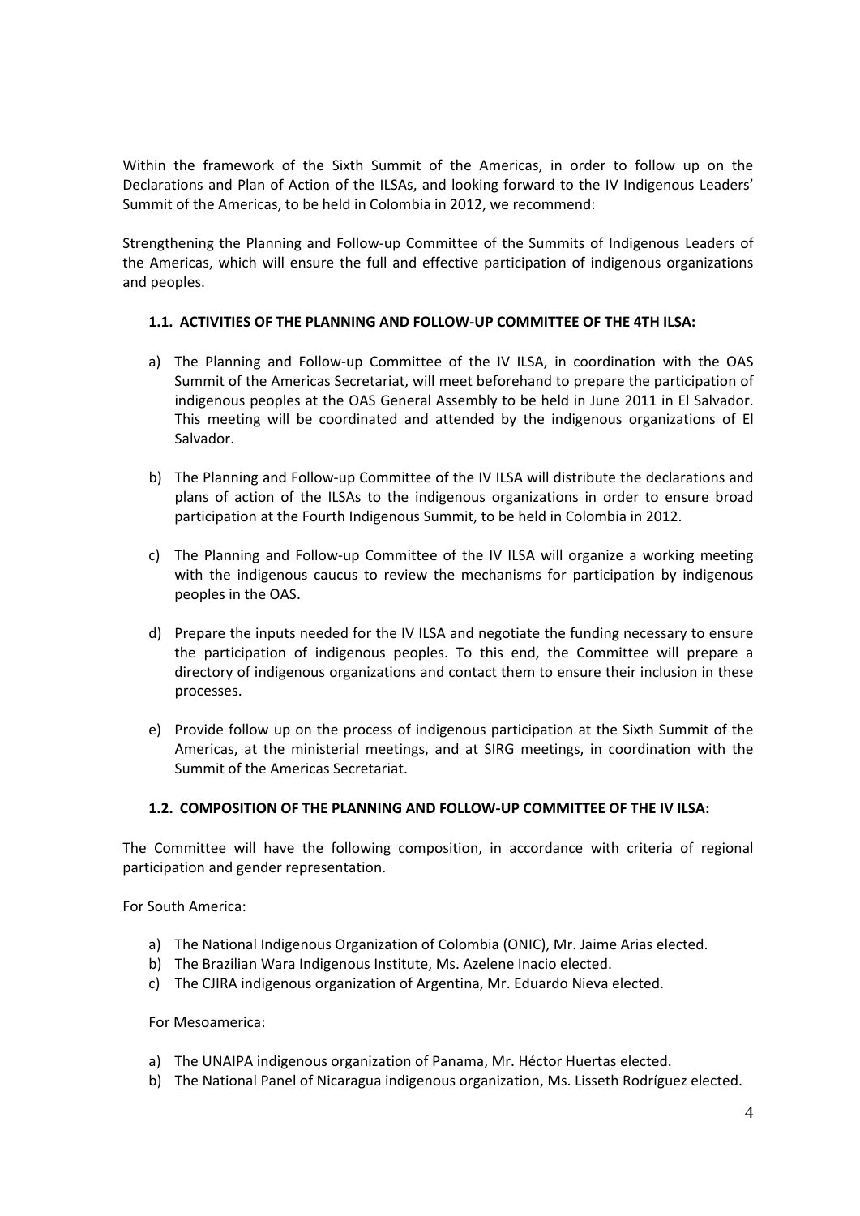Within the framework of the Sixth Summit of the Americas, in order to follow up on the Declarations and Plan of Action of the ILSAs, and looking forward to the IV Indigenous Leaders' Summit of the Americas, to be held in Colombia in 2012, we recommend:

Strengthening the Planning and Follow-up Committee of the Summits of Indigenous Leaders of the Americas, which will ensure the full and effective participation of indigenous organizations and peoples.

### 1.1. ACTIVITIES OF THE PLANNING AND FOLLOW-UP COMMITTEE OF THE 4TH ILSA:

a) The Planning and Follow-up Committee of the IV ILSA, in coordination with the OAS Summit of the Americas Secretariat, will meet beforehand to prepare the participation of indigenous peoples at the OAS General Assembly to be held in June 2011 in El Salvador. This meeting will be coordinated and attended by the indigenous organizations of El Salvador.

b) The Planning and Follow-up Committee of the IV ILSA will distribute the declarations and plans of action of the ILSAs to the indigenous organizations in order to ensure broad participation at the Fourth Indigenous Summit, to be held in Colombia in 2012.

c) The Planning and Follow-up Committee of the IV ILSA will organize a working meeting with the indigenous caucus to review the mechanisms for participation by indigenous peoples in the OAS.

d) Prepare the inputs needed for the IV ILSA and negotiate the funding necessary to ensure the participation of indigenous peoples. To this end, the Committee will prepare a directory of indigenous organizations and contact them to ensure their inclusion in these processes.

e) Provide follow up on the process of indigenous participation at the Sixth Summit of the Americas, at the ministerial meetings, and at SIRG meetings, in coordination with the Summit of the Americas Secretariat.

### 1.2. COMPOSITION OF THE PLANNING AND FOLLOW-UP COMMITTEE OF THE IV ILSA:

The Committee will have the following composition, in accordance with criteria of regional participation and gender representation.

For South America:

a) The National Indigenous Organization of Colombia (ONIC), Mr. Jaime Arias elected.
b) The Brazilian Wara Indigenous Institute, Ms. Azelene Inacio elected.
c) The CJIRA indigenous organization of Argentina, Mr. Eduardo Nieva elected.

For Mesoamerica:

a) The UNAIPA indigenous organization of Panama, Mr. Héctor Huertas elected.
b) The National Panel of Nicaragua indigenous organization, Ms. Lisseth Rodríguez elected.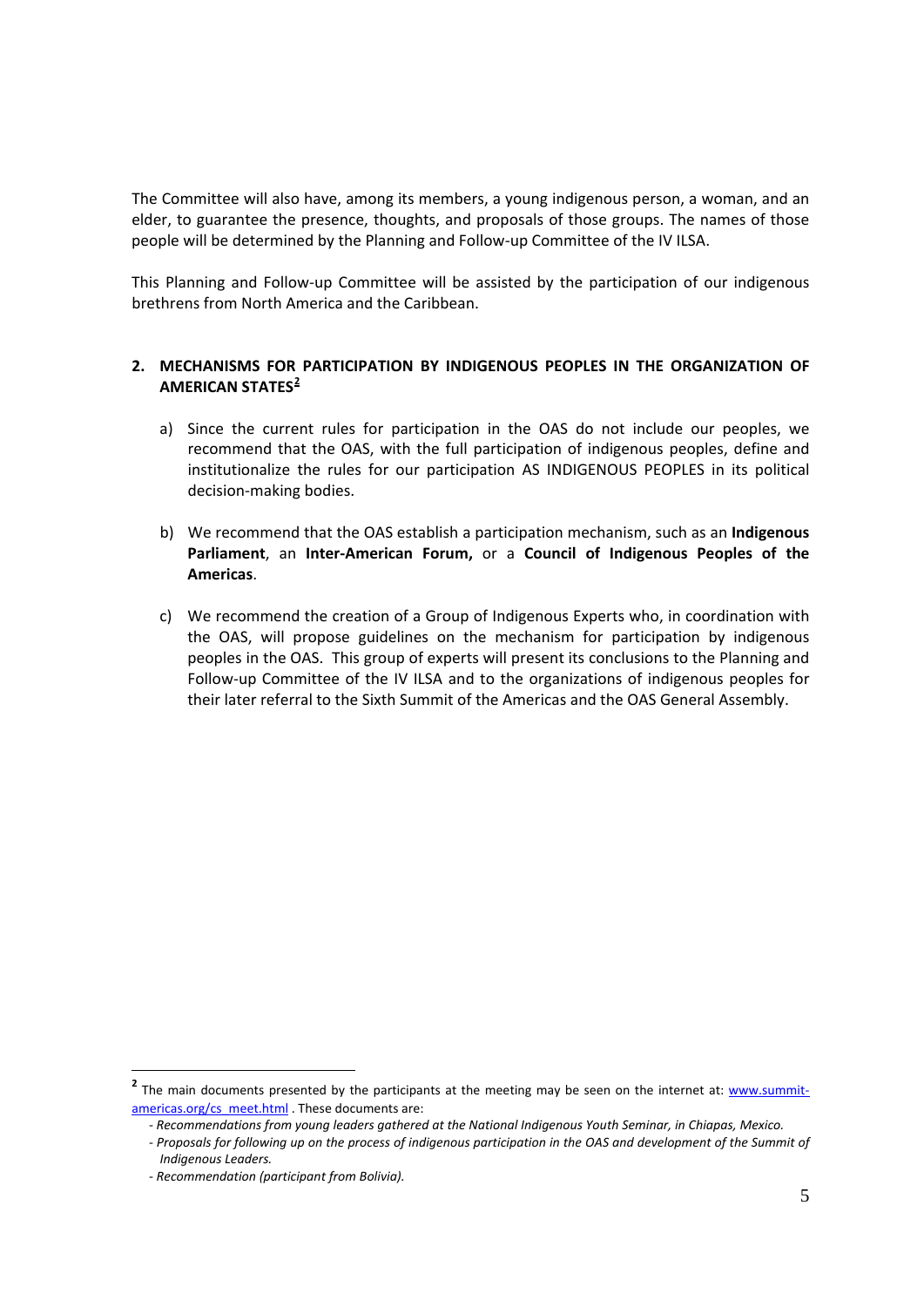The Committee will also have, among its members, a young indigenous person, a woman, and an elder, to guarantee the presence, thoughts, and proposals of those groups. The names of those people will be determined by the Planning and Follow-up Committee of the IV ILSA.

This Planning and Follow-up Committee will be assisted by the participation of our indigenous brethrens from North America and the Caribbean.

## 2. MECHANISMS FOR PARTICIPATION BY INDIGENOUS PEOPLES IN THE ORGANIZATION OF AMERICAN STATES[2]

a) Since the current rules for participation in the OAS do not include our peoples, we recommend that the OAS, with the full participation of indigenous peoples, define and institutionalize the rules for our participation AS INDIGENOUS PEOPLES in its political decision-making bodies.

b) We recommend that the OAS establish a participation mechanism, such as an **Indigenous Parliament**, an **Inter-American Forum,** or a **Council of Indigenous Peoples of the Americas**.

c) We recommend the creation of a Group of Indigenous Experts who, in coordination with the OAS, will propose guidelines on the mechanism for participation by indigenous peoples in the OAS. This group of experts will present its conclusions to the Planning and Follow-up Committee of the IV ILSA and to the organizations of indigenous peoples for their later referral to the Sixth Summit of the Americas and the OAS General Assembly.

---

[2] The main documents presented by the participants at the meeting may be seen on the internet at: [www.summit-americas.org/cs_meet.html](www.summit-americas.org/cs_meet.html) . These documents are:

- *Recommendations from young leaders gathered at the National Indigenous Youth Seminar, in Chiapas, Mexico.*
- *Proposals for following up on the process of indigenous participation in the OAS and development of the Summit of Indigenous Leaders.*
- *Recommendation (participant from Bolivia).*